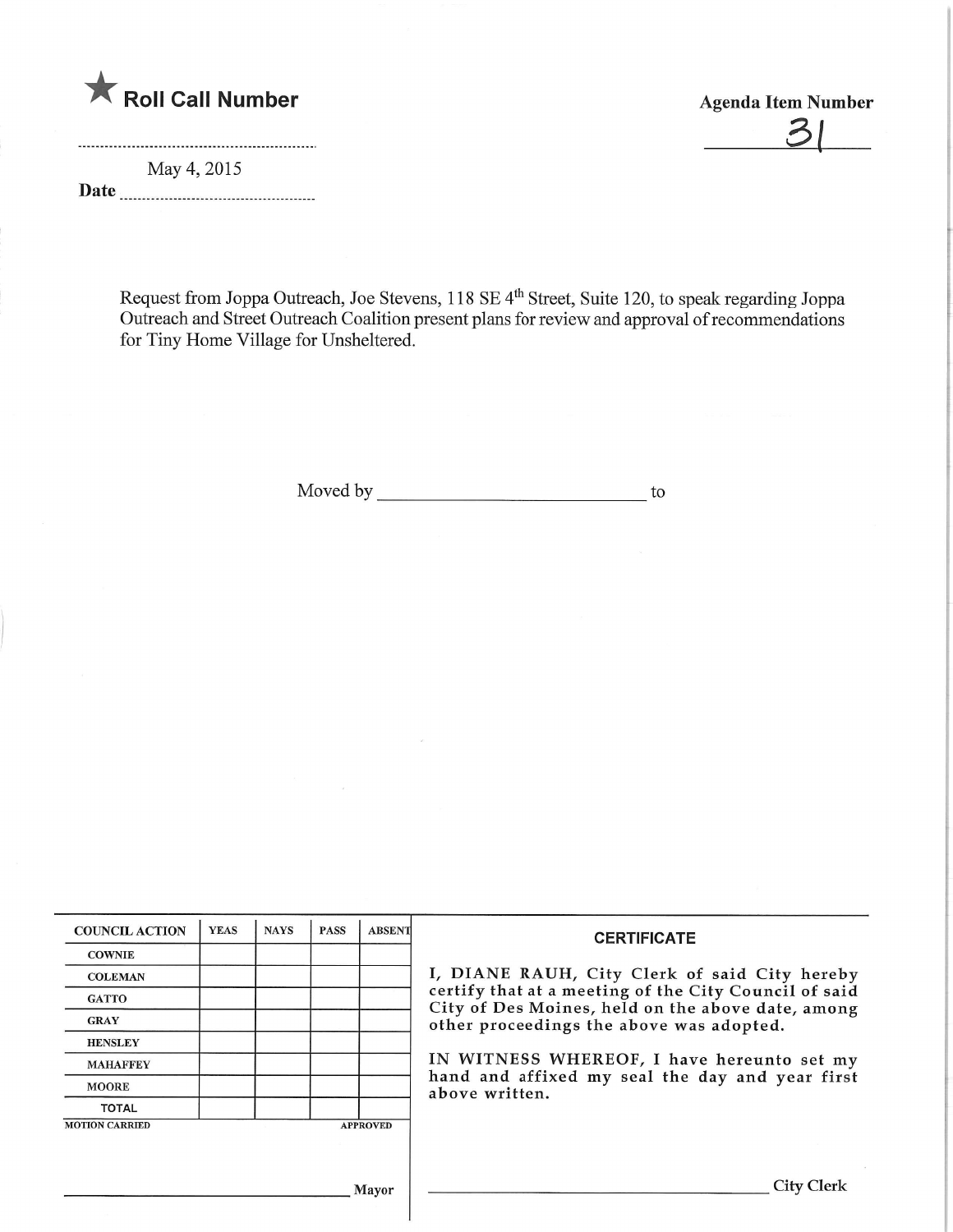★ **Roll Call Number**

**Agenda Item Number**

31

**Date** May 4, 2015

Request from Joppa Outreach, Joe Stevens, 118 SE 4th Street, Suite 120, to speak regarding Joppa Outreach and Street Outreach Coalition present plans for review and approval of recommendations for Tiny Home Village for Unsheltered.

Moved by ______________________ to

| COUNCIL ACTION | YEAS | NAYS | PASS | ABSENT |
|---|---|---|---|---|
| COWNIE | | | | |
| COLEMAN | | | | |
| GATTO | | | | |
| GRAY | | | | |
| HENSLEY | | | | |
| MAHAFFEY | | | | |
| MOORE | | | | |
| TOTAL | | | | |

MOTION CARRIED APPROVED

______________________ Mayor

**CERTIFICATE**

I, DIANE RAUH, City Clerk of said City hereby certify that at a meeting of the City Council of said City of Des Moines, held on the above date, among other proceedings the above was adopted.

IN WITNESS WHEREOF, I have hereunto set my hand and affixed my seal the day and year first above written.

______________________ City Clerk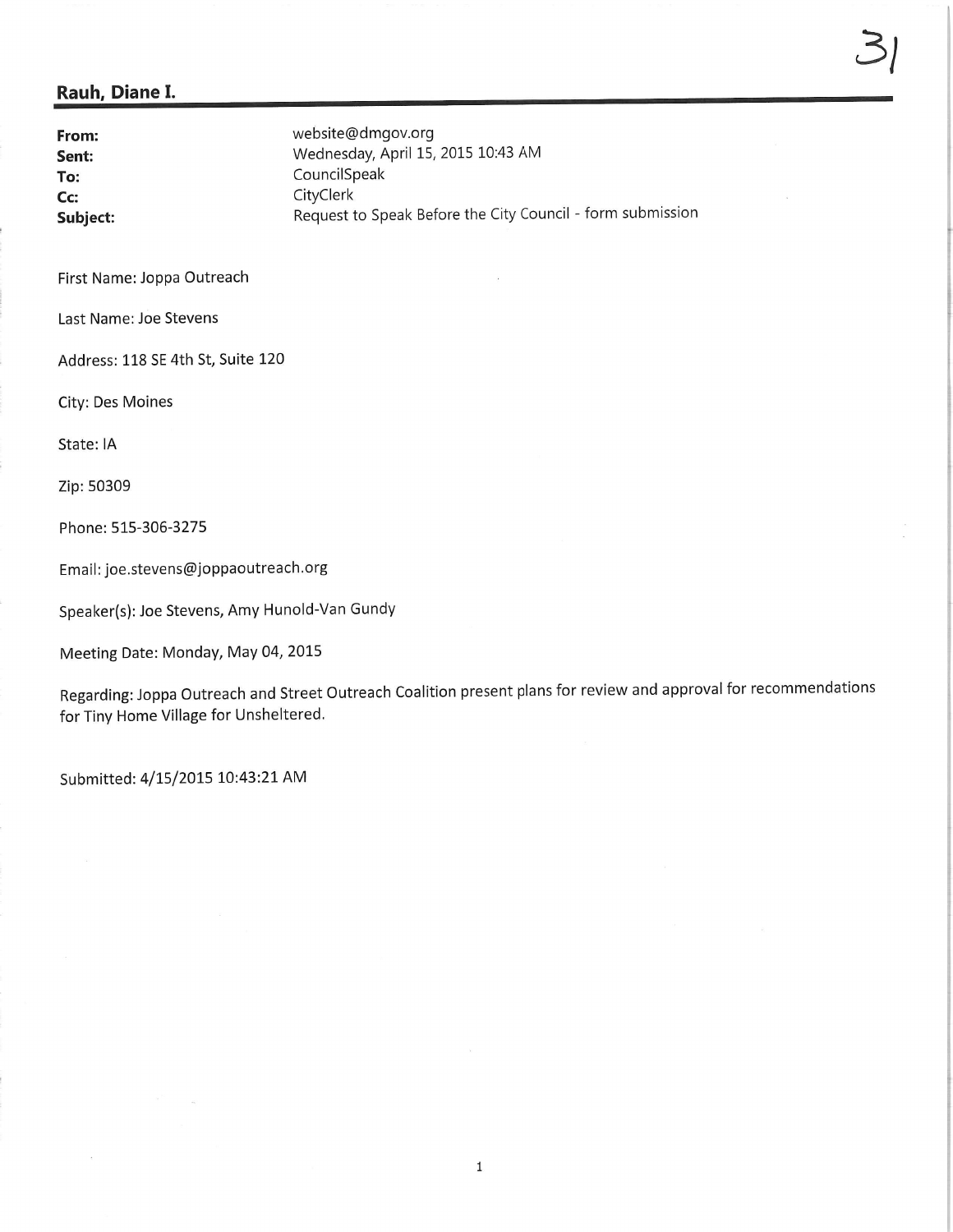## Rauh, Diane I.

| | |
|---|---|
| **From:** | website@dmgov.org |
| **Sent:** | Wednesday, April 15, 2015 10:43 AM |
| **To:** | CouncilSpeak |
| **Cc:** | CityClerk |
| **Subject:** | Request to Speak Before the City Council - form submission |

First Name: Joppa Outreach

Last Name: Joe Stevens

Address: 118 SE 4th St, Suite 120

City: Des Moines

State: IA

Zip: 50309

Phone: 515-306-3275

Email: joe.stevens@joppaoutreach.org

Speaker(s): Joe Stevens, Amy Hunold-Van Gundy

Meeting Date: Monday, May 04, 2015

Regarding: Joppa Outreach and Street Outreach Coalition present plans for review and approval for recommendations for Tiny Home Village for Unsheltered.

Submitted: 4/15/2015 10:43:21 AM